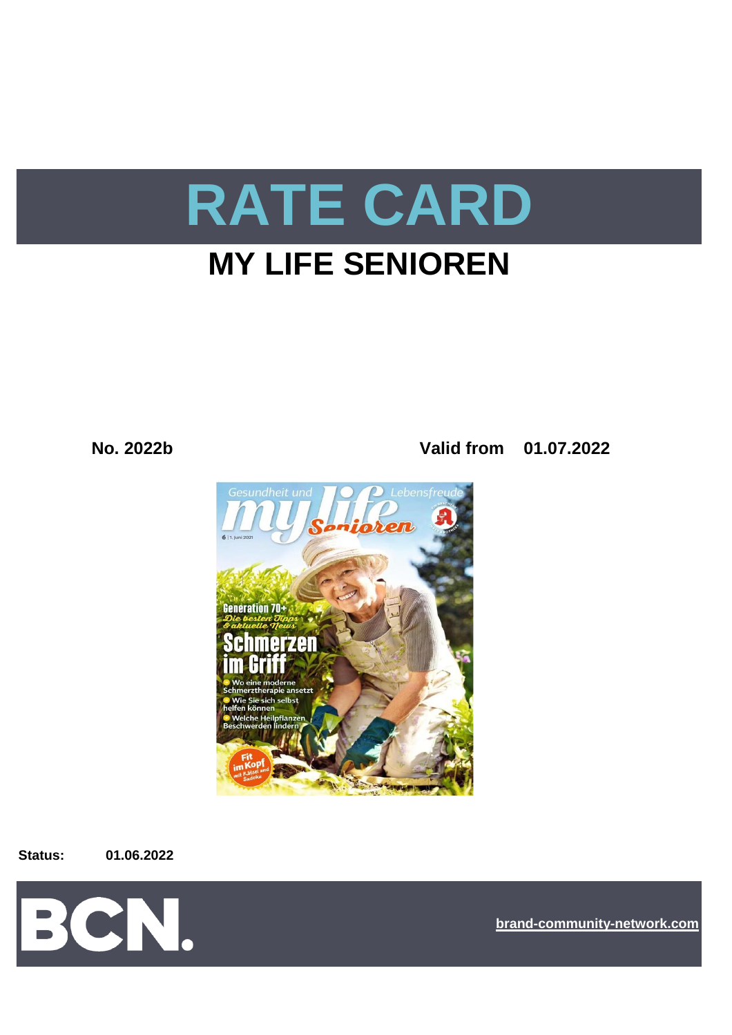# RATE CARD

## MY LIFE SENIOREN

**No. 2022b** **Valid from 01.07.2022**

**Status:** **01.06.2022**

BCN.

brand-community-network.com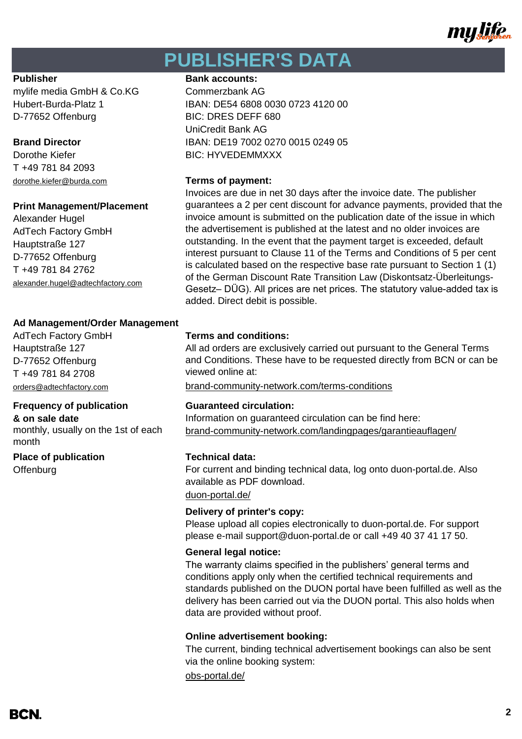# PUBLISHER'S DATA

**Publisher**
mylife media GmbH & Co.KG
Hubert-Burda-Platz 1
D-77652 Offenburg

**Brand Director**
Dorothe Kiefer
T +49 781 84 2093
dorothe.kiefer@burda.com

**Print Management/Placement**
Alexander Hugel
AdTech Factory GmbH
Hauptstraße 127
D-77652 Offenburg
T +49 781 84 2762
alexander.hugel@adtechfactory.com

**Ad Management/Order Management**
AdTech Factory GmbH
Hauptstraße 127
D-77652 Offenburg
T +49 781 84 2708
orders@adtechfactory.com

**Frequency of publication & on sale date**
monthly, usually on the 1st of each month

**Place of publication**
Offenburg

**Bank accounts:**
Commerzbank AG
IBAN: DE54 6808 0030 0723 4120 00
BIC: DRES DEFF 680
UniCredit Bank AG
IBAN: DE19 7002 0270 0015 0249 05
BIC: HYVEDEMMXXX

**Terms of payment:**
Invoices are due in net 30 days after the invoice date. The publisher guarantees a 2 per cent discount for advance payments, provided that the invoice amount is submitted on the publication date of the issue in which the advertisement is published at the latest and no older invoices are outstanding. In the event that the payment target is exceeded, default interest pursuant to Clause 11 of the Terms and Conditions of 5 per cent is calculated based on the respective base rate pursuant to Section 1 (1) of the German Discount Rate Transition Law (Diskontsatz-Überleitungs-Gesetz– DÜG). All prices are net prices. The statutory value-added tax is added. Direct debit is possible.

**Terms and conditions:**
All ad orders are exclusively carried out pursuant to the General Terms and Conditions. These have to be requested directly from BCN or can be viewed online at:
brand-community-network.com/terms-conditions

**Guaranteed circulation:**
Information on guaranteed circulation can be find here:
brand-community-network.com/landingpages/garantieauflagen/

**Technical data:**
For current and binding technical data, log onto duon-portal.de. Also available as PDF download.
duon-portal.de/

**Delivery of printer's copy:**
Please upload all copies electronically to duon-portal.de. For support please e-mail support@duon-portal.de or call +49 40 37 41 17 50.

**General legal notice:**
The warranty claims specified in the publishers' general terms and conditions apply only when the certified technical requirements and standards published on the DUON portal have been fulfilled as well as the delivery has been carried out via the DUON portal. This also holds when data are provided without proof.

**Online advertisement booking:**
The current, binding technical advertisement bookings can also be sent via the online booking system:
obs-portal.de/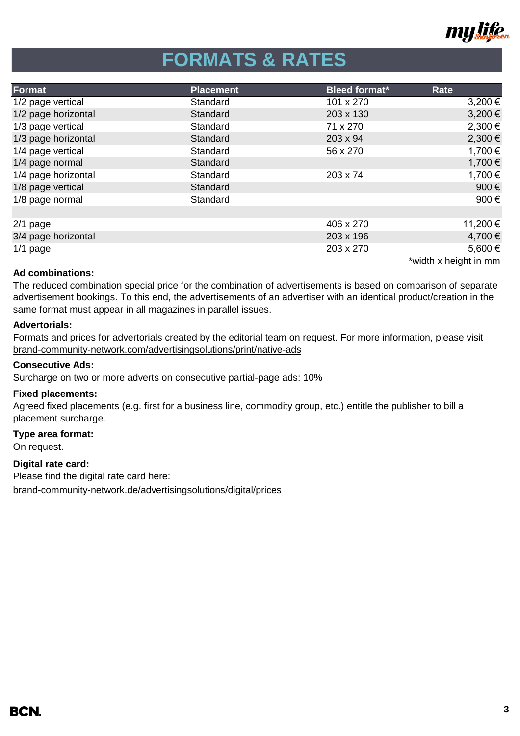# FORMATS & RATES

| Format | Placement | Bleed format* | Rate |
|---|---|---|---|
| 1/2 page vertical | Standard | 101 x 270 | 3,200 € |
| 1/2 page horizontal | Standard | 203 x 130 | 3,200 € |
| 1/3 page vertical | Standard | 71 x 270 | 2,300 € |
| 1/3 page horizontal | Standard | 203 x 94 | 2,300 € |
| 1/4 page vertical | Standard | 56 x 270 | 1,700 € |
| 1/4 page normal | Standard | | 1,700 € |
| 1/4 page horizontal | Standard | 203 x 74 | 1,700 € |
| 1/8 page vertical | Standard | | 900 € |
| 1/8 page normal | Standard | | 900 € |
| | | | |
| 2/1 page | | 406 x 270 | 11,200 € |
| 3/4 page horizontal | | 203 x 196 | 4,700 € |
| 1/1 page | | 203 x 270 | 5,600 € |

*width x height in mm

**Ad combinations:**

The reduced combination special price for the combination of advertisements is based on comparison of separate advertisement bookings. To this end, the advertisements of an advertiser with an identical product/creation in the same format must appear in all magazines in parallel issues.

**Advertorials:**

Formats and prices for advertorials created by the editorial team on request. For more information, please visit brand-community-network.com/advertisingsolutions/print/native-ads

**Consecutive Ads:**

Surcharge on two or more adverts on consecutive partial-page ads: 10%

**Fixed placements:**

Agreed fixed placements (e.g. first for a business line, commodity group, etc.) entitle the publisher to bill a placement surcharge.

**Type area format:**

On request.

**Digital rate card:**

Please find the digital rate card here:
brand-community-network.de/advertisingsolutions/digital/prices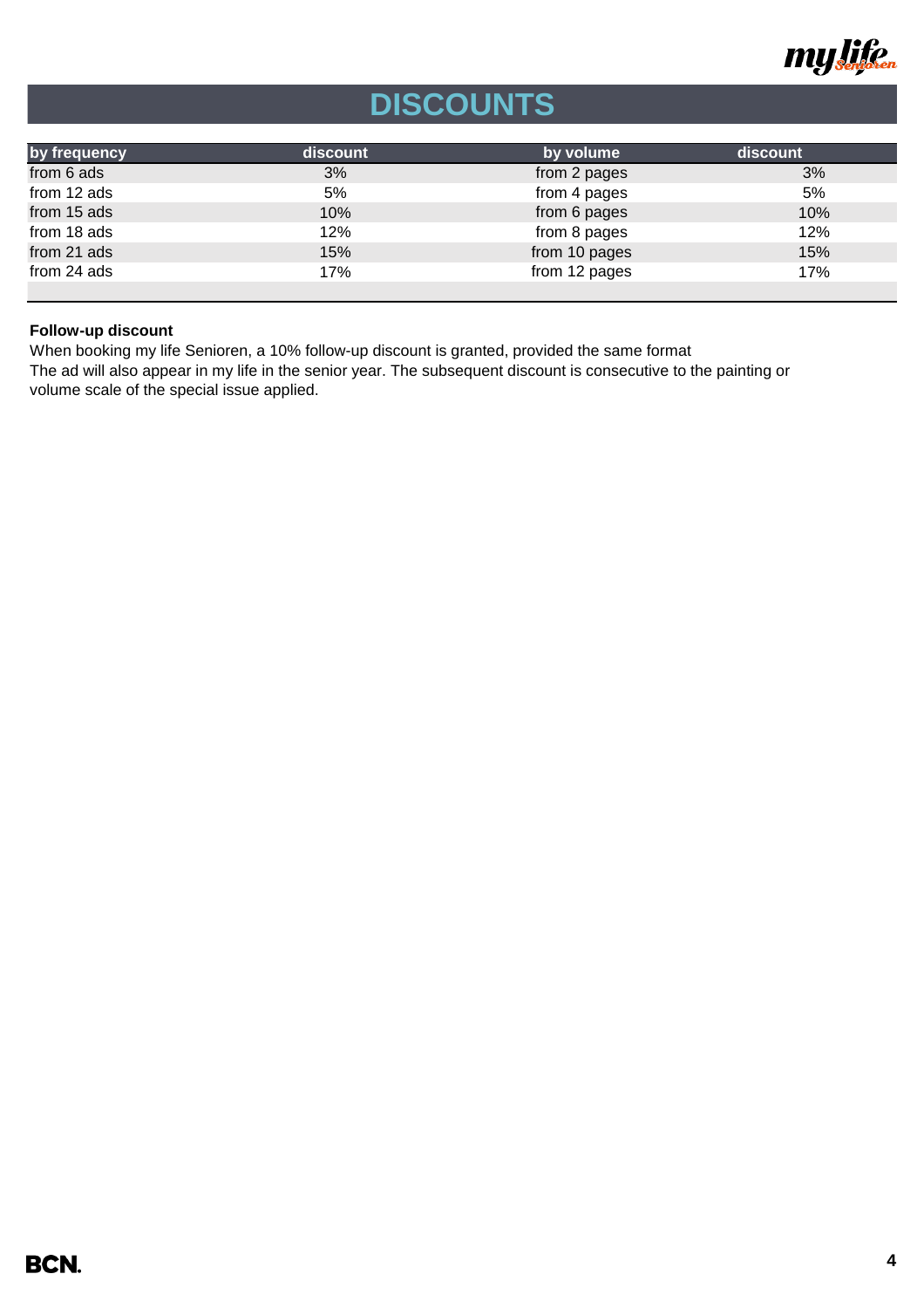# DISCOUNTS

| by frequency | discount | by volume | discount |
|---|---|---|---|
| from 6 ads | 3% | from 2 pages | 3% |
| from 12 ads | 5% | from 4 pages | 5% |
| from 15 ads | 10% | from 6 pages | 10% |
| from 18 ads | 12% | from 8 pages | 12% |
| from 21 ads | 15% | from 10 pages | 15% |
| from 24 ads | 17% | from 12 pages | 17% |

**Follow-up discount**

When booking my life Senioren, a 10% follow-up discount is granted, provided the same format
The ad will also appear in my life in the senior year. The subsequent discount is consecutive to the painting or volume scale of the special issue applied.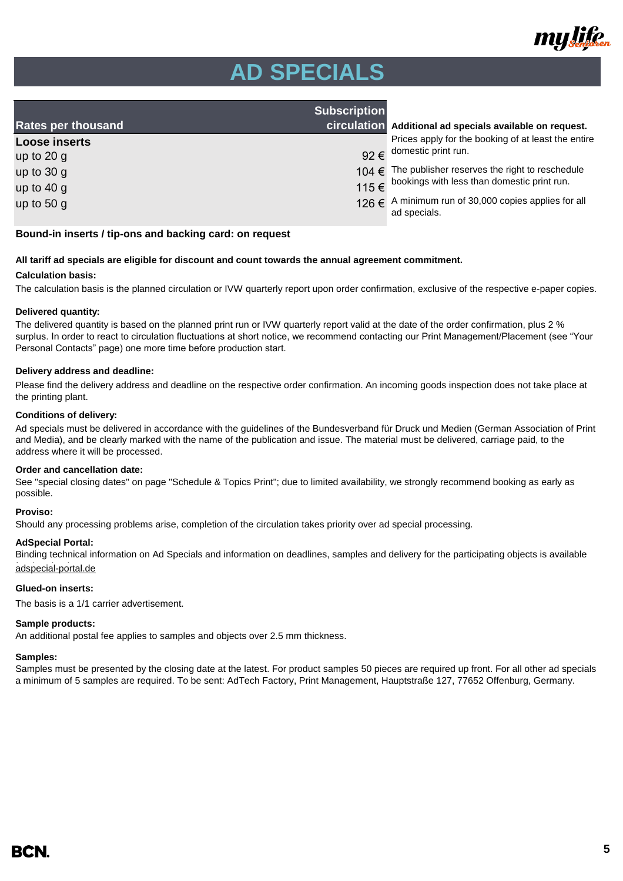# AD SPECIALS

| Rates per thousand | Subscription circulation |
| --- | --- |
| **Loose inserts** | |
| up to 20 g | 92 € |
| up to 30 g | 104 € |
| up to 40 g | 115 € |
| up to 50 g | 126 € |

**Additional ad specials available on request.**

Prices apply for the booking of at least the entire domestic print run.

The publisher reserves the right to reschedule bookings with less than domestic print run.

A minimum run of 30,000 copies applies for all ad specials.

**Bound-in inserts / tip-ons and backing card: on request**

**All tariff ad specials are eligible for discount and count towards the annual agreement commitment.**

**Calculation basis:**

The calculation basis is the planned circulation or IVW quarterly report upon order confirmation, exclusive of the respective e-paper copies.

**Delivered quantity:**

The delivered quantity is based on the planned print run or IVW quarterly report valid at the date of the order confirmation, plus 2 % surplus. In order to react to circulation fluctuations at short notice, we recommend contacting our Print Management/Placement (see "Your Personal Contacts" page) one more time before production start.

**Delivery address and deadline:**

Please find the delivery address and deadline on the respective order confirmation. An incoming goods inspection does not take place at the printing plant.

**Conditions of delivery:**

Ad specials must be delivered in accordance with the guidelines of the Bundesverband für Druck und Medien (German Association of Print and Media), and be clearly marked with the name of the publication and issue. The material must be delivered, carriage paid, to the address where it will be processed.

**Order and cancellation date:**

See "special closing dates" on page "Schedule & Topics Print"; due to limited availability, we strongly recommend booking as early as possible.

**Proviso:**

Should any processing problems arise, completion of the circulation takes priority over ad special processing.

**AdSpecial Portal:**

Binding technical information on Ad Specials and information on deadlines, samples and delivery for the participating objects is available

adspecial-portal.de

**Glued-on inserts:**

The basis is a 1/1 carrier advertisement.

**Sample products:**

An additional postal fee applies to samples and objects over 2.5 mm thickness.

**Samples:**

Samples must be presented by the closing date at the latest. For product samples 50 pieces are required up front. For all other ad specials a minimum of 5 samples are required. To be sent: AdTech Factory, Print Management, Hauptstraße 127, 77652 Offenburg, Germany.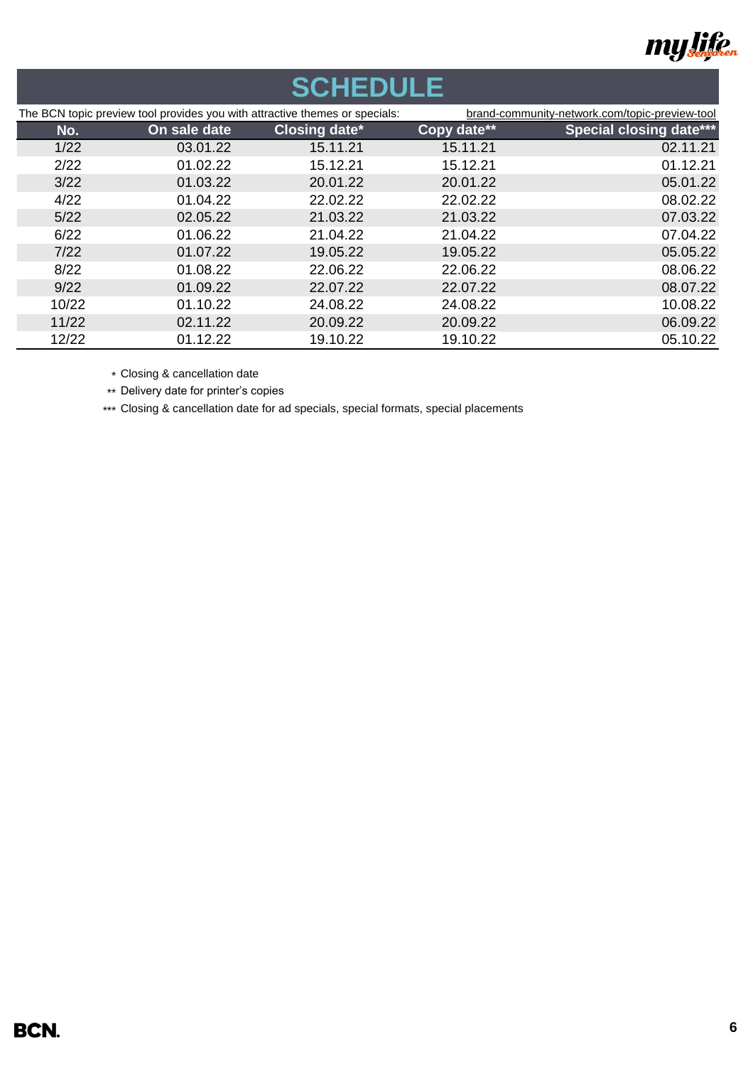# SCHEDULE

The BCN topic preview tool provides you with attractive themes or specials: brand-community-network.com/topic-preview-tool

| No. | On sale date | Closing date* | Copy date** | Special closing date*** |
|---|---|---|---|---|
| 1/22 | 03.01.22 | 15.11.21 | 15.11.21 | 02.11.21 |
| 2/22 | 01.02.22 | 15.12.21 | 15.12.21 | 01.12.21 |
| 3/22 | 01.03.22 | 20.01.22 | 20.01.22 | 05.01.22 |
| 4/22 | 01.04.22 | 22.02.22 | 22.02.22 | 08.02.22 |
| 5/22 | 02.05.22 | 21.03.22 | 21.03.22 | 07.03.22 |
| 6/22 | 01.06.22 | 21.04.22 | 21.04.22 | 07.04.22 |
| 7/22 | 01.07.22 | 19.05.22 | 19.05.22 | 05.05.22 |
| 8/22 | 01.08.22 | 22.06.22 | 22.06.22 | 08.06.22 |
| 9/22 | 01.09.22 | 22.07.22 | 22.07.22 | 08.07.22 |
| 10/22 | 01.10.22 | 24.08.22 | 24.08.22 | 10.08.22 |
| 11/22 | 02.11.22 | 20.09.22 | 20.09.22 | 06.09.22 |
| 12/22 | 01.12.22 | 19.10.22 | 19.10.22 | 05.10.22 |

\* Closing & cancellation date

** Delivery date for printer's copies

*** Closing & cancellation date for ad specials, special formats, special placements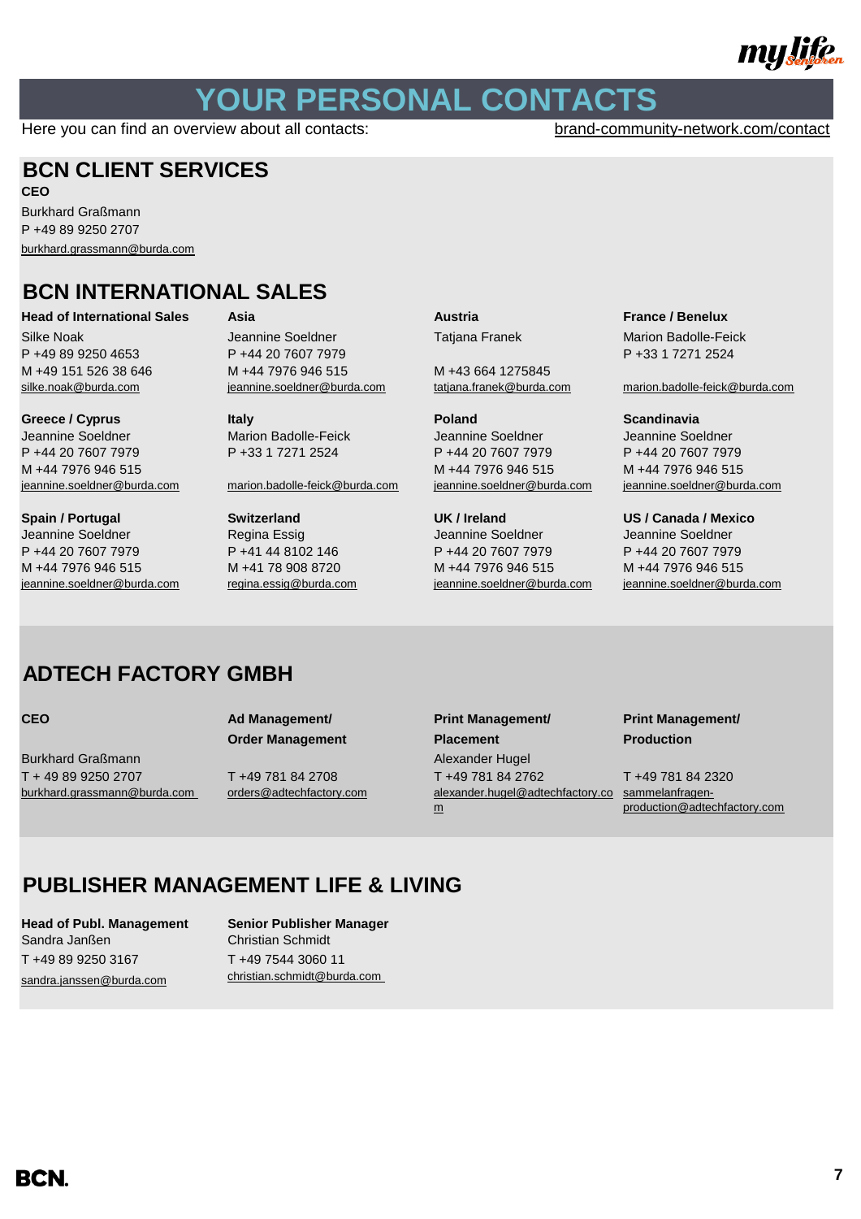# YOUR PERSONAL CONTACTS

Here you can find an overview about all contacts: brand-community-network.com/contact

## BCN CLIENT SERVICES

**CEO**
Burkhard Graßmann
P +49 89 9250 2707
burkhard.grassmann@burda.com

## BCN INTERNATIONAL SALES

**Head of International Sales**
Silke Noak
P +49 89 9250 4653
M +49 151 526 38 646
silke.noak@burda.com

**Asia**
Jeannine Soeldner
P +44 20 7607 7979
M +44 7976 946 515
jeannine.soeldner@burda.com

**Austria**
Tatjana Franek
M +43 664 1275845
tatjana.franek@burda.com

**France / Benelux**
Marion Badolle-Feick
P +33 1 7271 2524
marion.badolle-feick@burda.com

**Greece / Cyprus**
Jeannine Soeldner
P +44 20 7607 7979
M +44 7976 946 515
jeannine.soeldner@burda.com

**Italy**
Marion Badolle-Feick
P +33 1 7271 2524
marion.badolle-feick@burda.com

**Poland**
Jeannine Soeldner
P +44 20 7607 7979
M +44 7976 946 515
jeannine.soeldner@burda.com

**Scandinavia**
Jeannine Soeldner
P +44 20 7607 7979
M +44 7976 946 515
jeannine.soeldner@burda.com

**Spain / Portugal**
Jeannine Soeldner
P +44 20 7607 7979
M +44 7976 946 515
jeannine.soeldner@burda.com

**Switzerland**
Regina Essig
P +41 44 8102 146
M +41 78 908 8720
regina.essig@burda.com

**UK / Ireland**
Jeannine Soeldner
P +44 20 7607 7979
M +44 7976 946 515
jeannine.soeldner@burda.com

**US / Canada / Mexico**
Jeannine Soeldner
P +44 20 7607 7979
M +44 7976 946 515
jeannine.soeldner@burda.com

## ADTECH FACTORY GMBH

**CEO**
Burkhard Graßmann
T + 49 89 9250 2707
burkhard.grassmann@burda.com

**Ad Management/ Order Management**
T +49 781 84 2708
orders@adtechfactory.com

**Print Management/ Placement**
Alexander Hugel
T +49 781 84 2762
alexander.hugel@adtechfactory.com

**Print Management/ Production**
T +49 781 84 2320
sammelanfragen-production@adtechfactory.com

## PUBLISHER MANAGEMENT LIFE & LIVING

**Head of Publ. Management**
Sandra Janßen
T +49 89 9250 3167
sandra.janssen@burda.com

**Senior Publisher Manager**
Christian Schmidt
T +49 7544 3060 11
christian.schmidt@burda.com